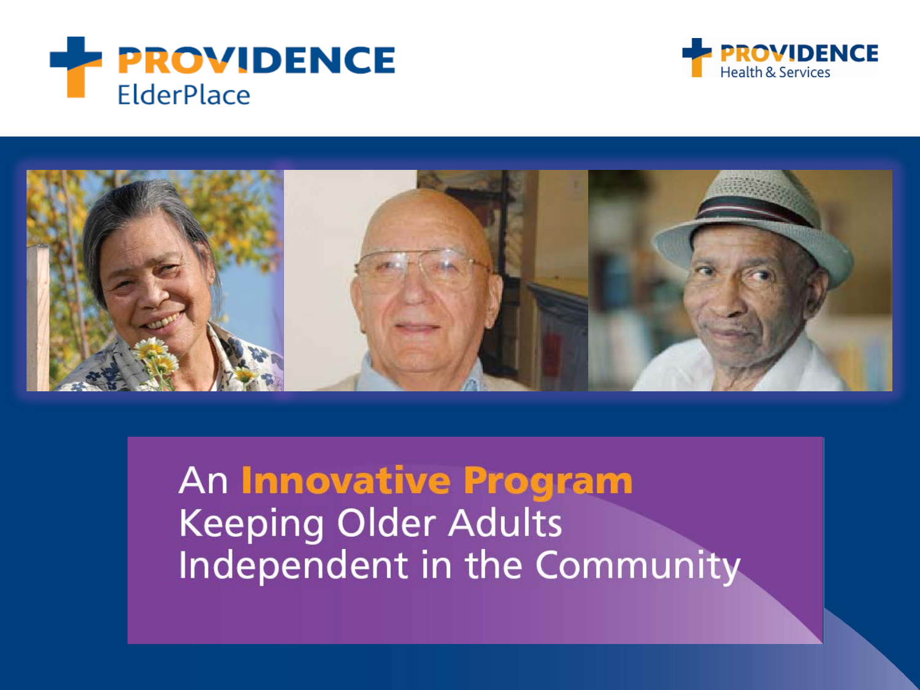PROVIDENCE ElderPlace

PROVIDENCE Health & Services

# An **Innovative Program** Keeping Older Adults Independent in the Community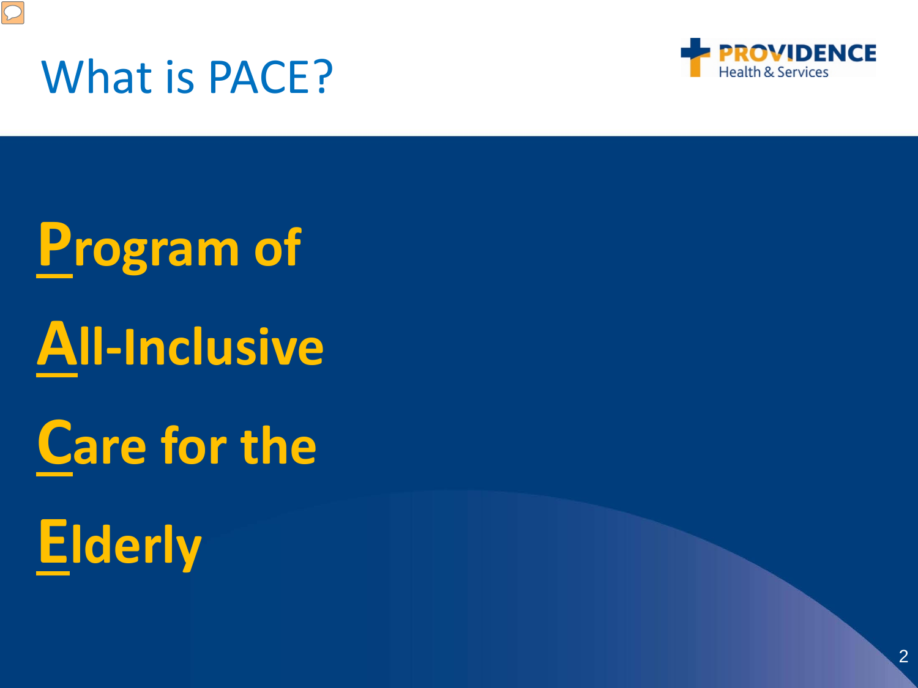# What is PACE?

**Program of**

**All-Inclusive**

**Care for the**

**Elderly**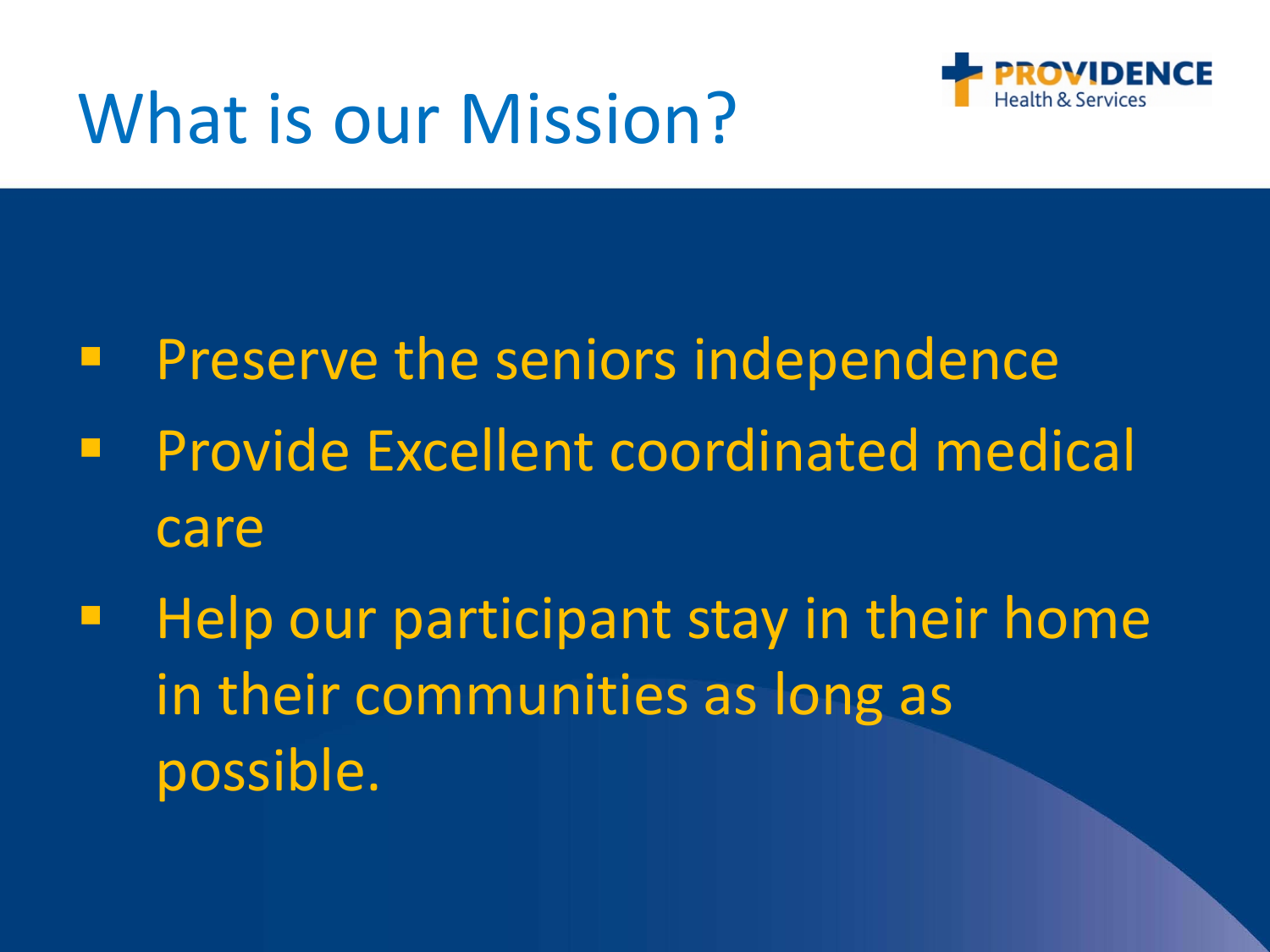# What is our Mission?

- Preserve the seniors independence
- Provide Excellent coordinated medical care
- Help our participant stay in their home in their communities as long as possible.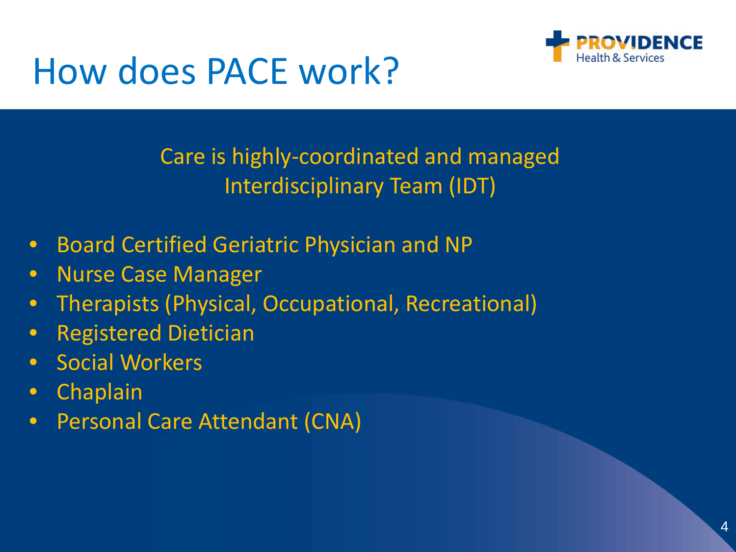# How does PACE work?

Care is highly-coordinated and managed
Interdisciplinary Team (IDT)

- Board Certified Geriatric Physician and NP
- Nurse Case Manager
- Therapists (Physical, Occupational, Recreational)
- Registered Dietician
- Social Workers
- Chaplain
- Personal Care Attendant (CNA)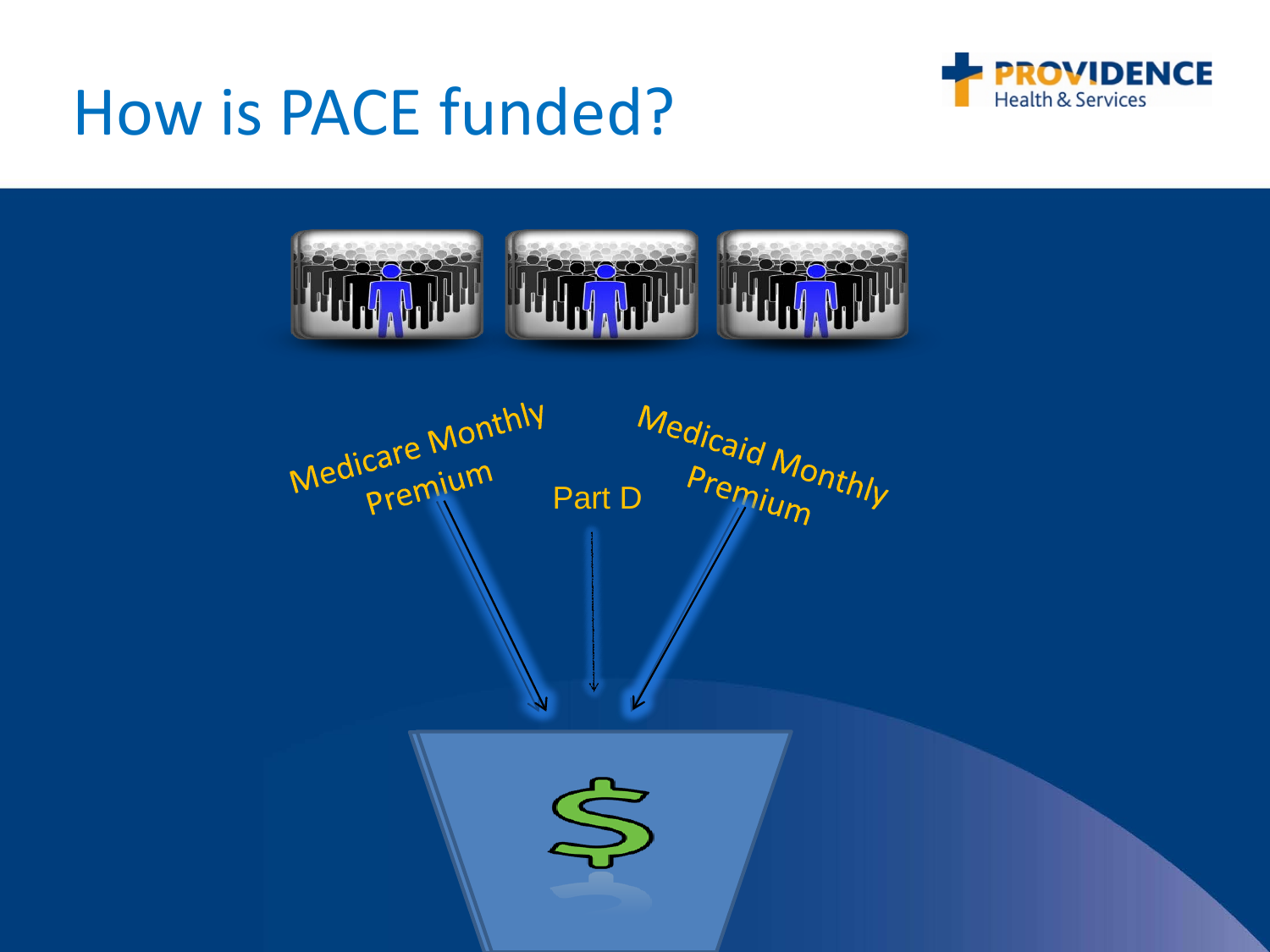# How is PACE funded?

Medicare Monthly Premium

Part D

Medicaid Monthly Premium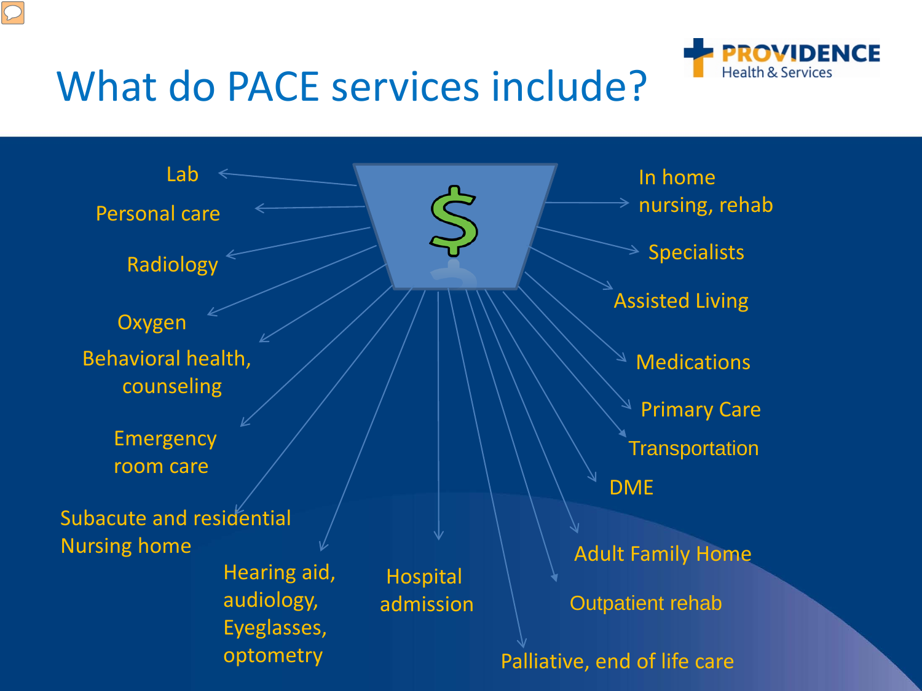# What do PACE services include?

- Lab
- Personal care
- Radiology
- Oxygen
- Behavioral health, counseling
- Emergency room care
- Subacute and residential Nursing home
- Hearing aid, audiology, Eyeglasses, optometry
- Hospital admission
- Palliative, end of life care
- Outpatient rehab
- Adult Family Home
- DME
- Transportation
- Primary Care
- Medications
- Assisted Living
- Specialists
- In home nursing, rehab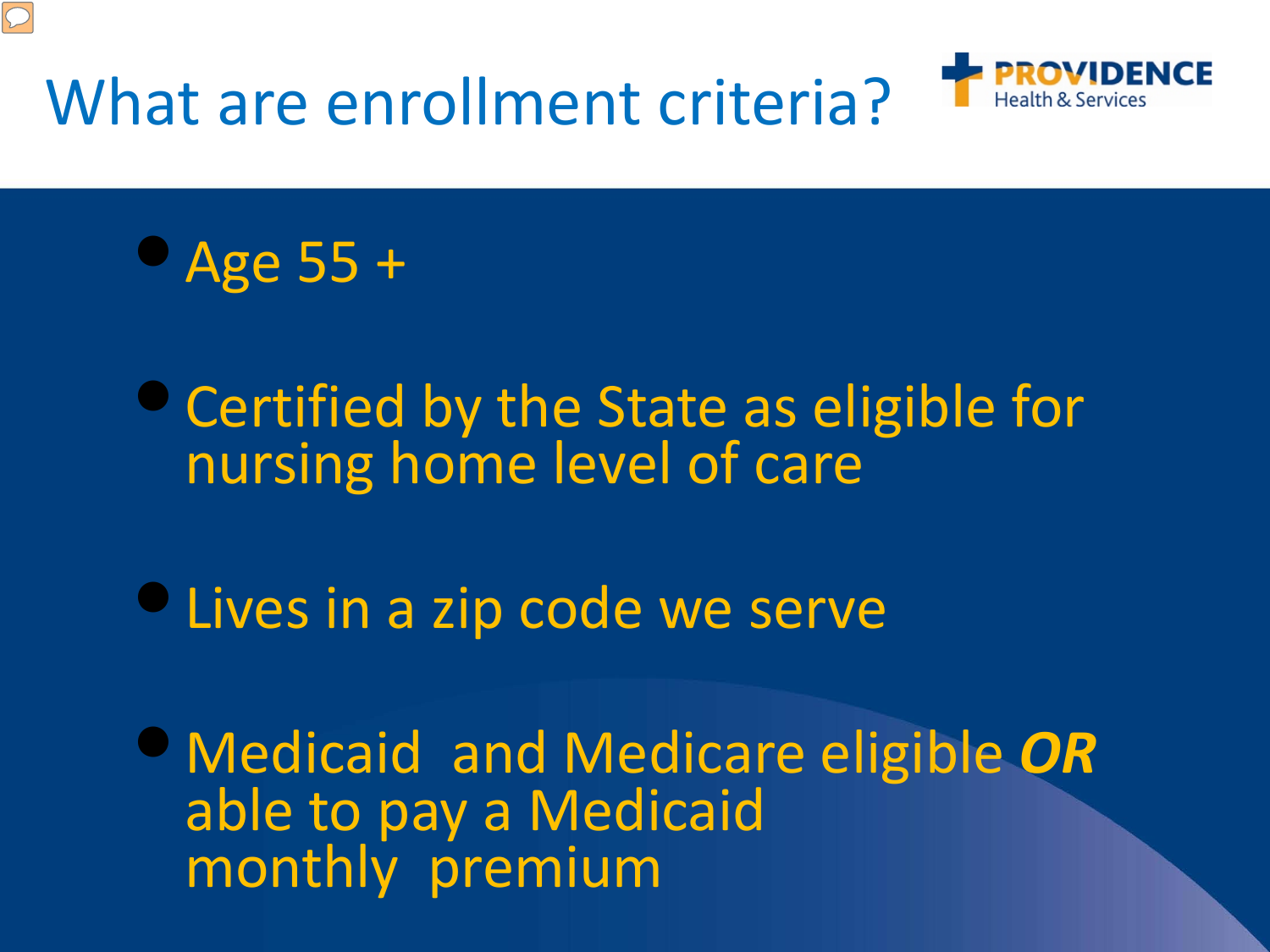# What are enrollment criteria?

- Age 55 +
- Certified by the State as eligible for nursing home level of care
- Lives in a zip code we serve
- Medicaid and Medicare eligible ***OR*** able to pay a Medicaid monthly premium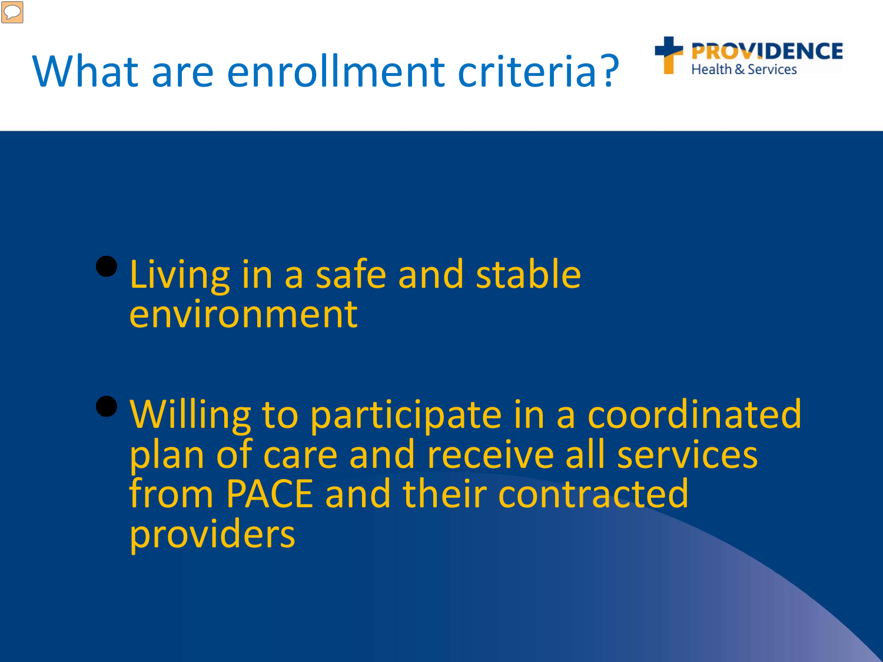# What are enrollment criteria?

- Living in a safe and stable environment
- Willing to participate in a coordinated plan of care and receive all services from PACE and their contracted providers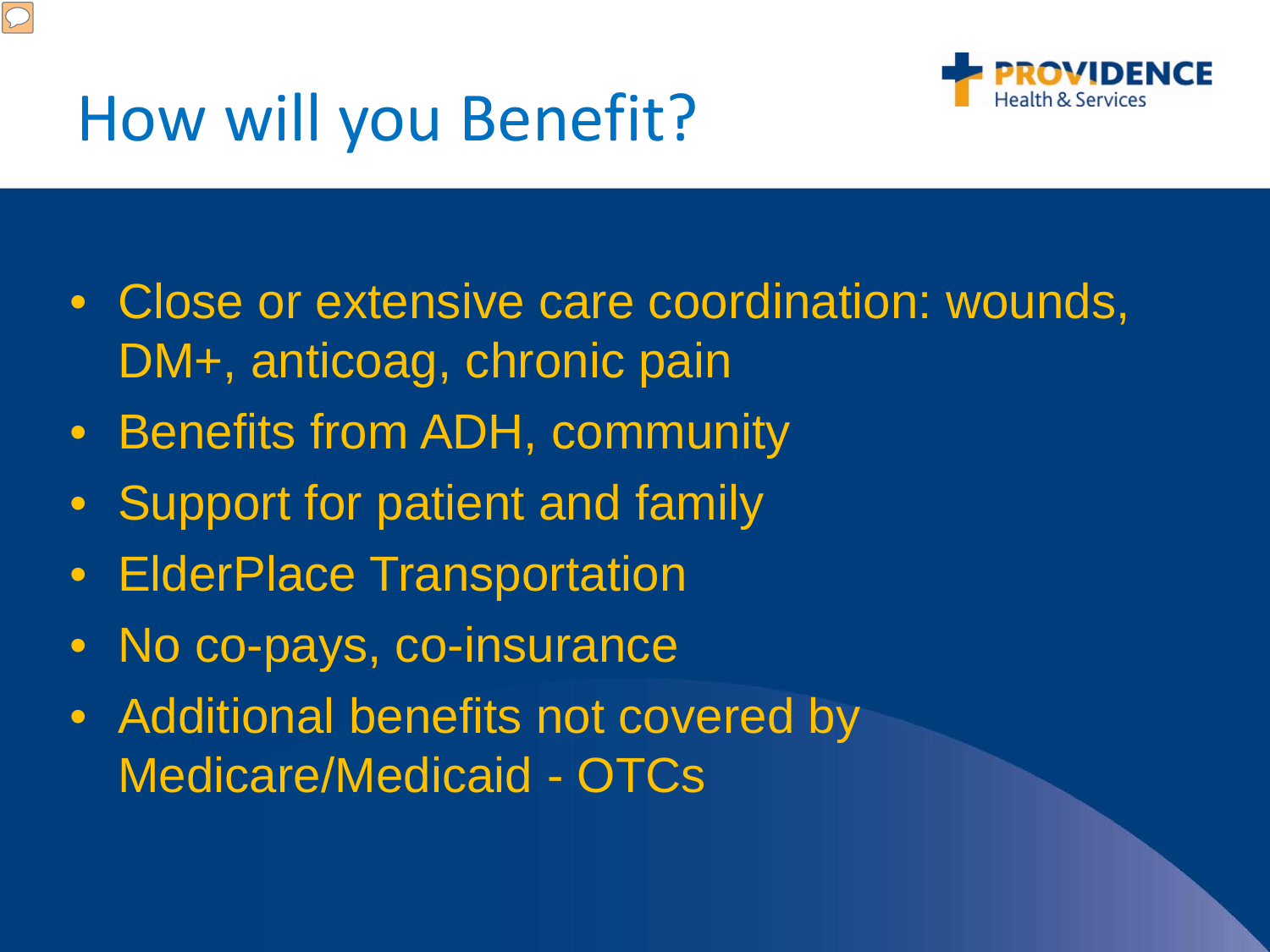# How will you Benefit?

- Close or extensive care coordination: wounds, DM+, anticoag, chronic pain
- Benefits from ADH, community
- Support for patient and family
- ElderPlace Transportation
- No co-pays, co-insurance
- Additional benefits not covered by Medicare/Medicaid - OTCs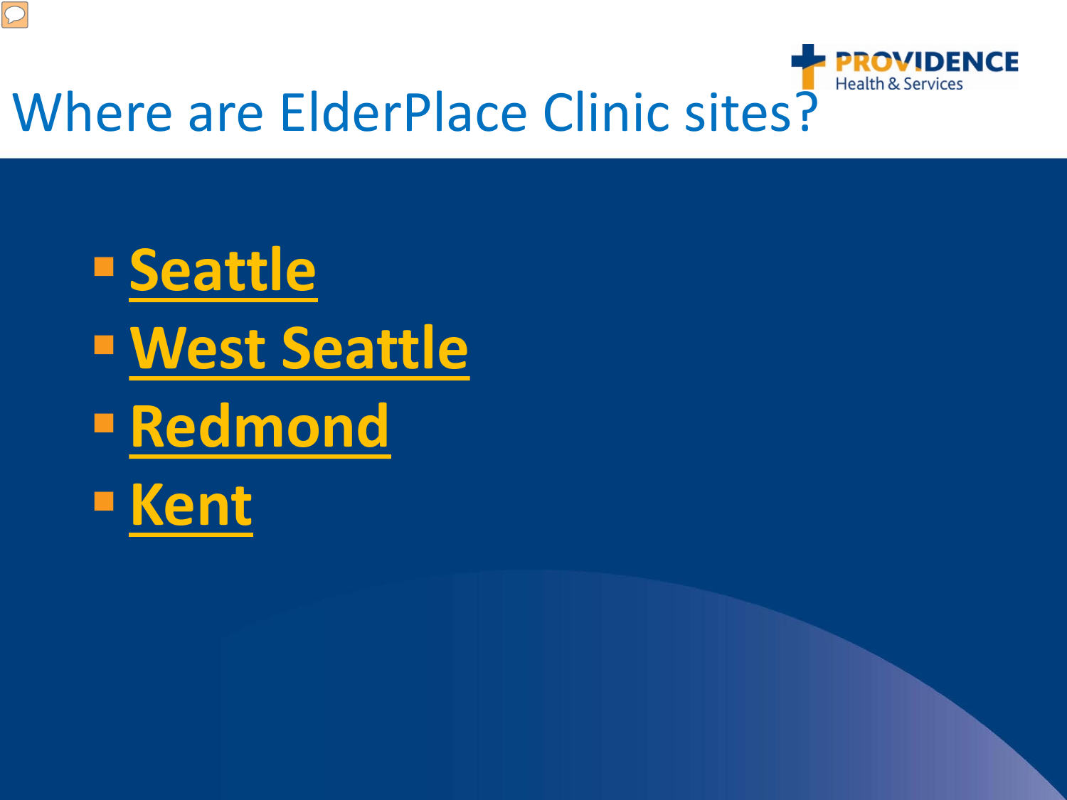# Where are ElderPlace Clinic sites?

- Seattle
- West Seattle
- Redmond
- Kent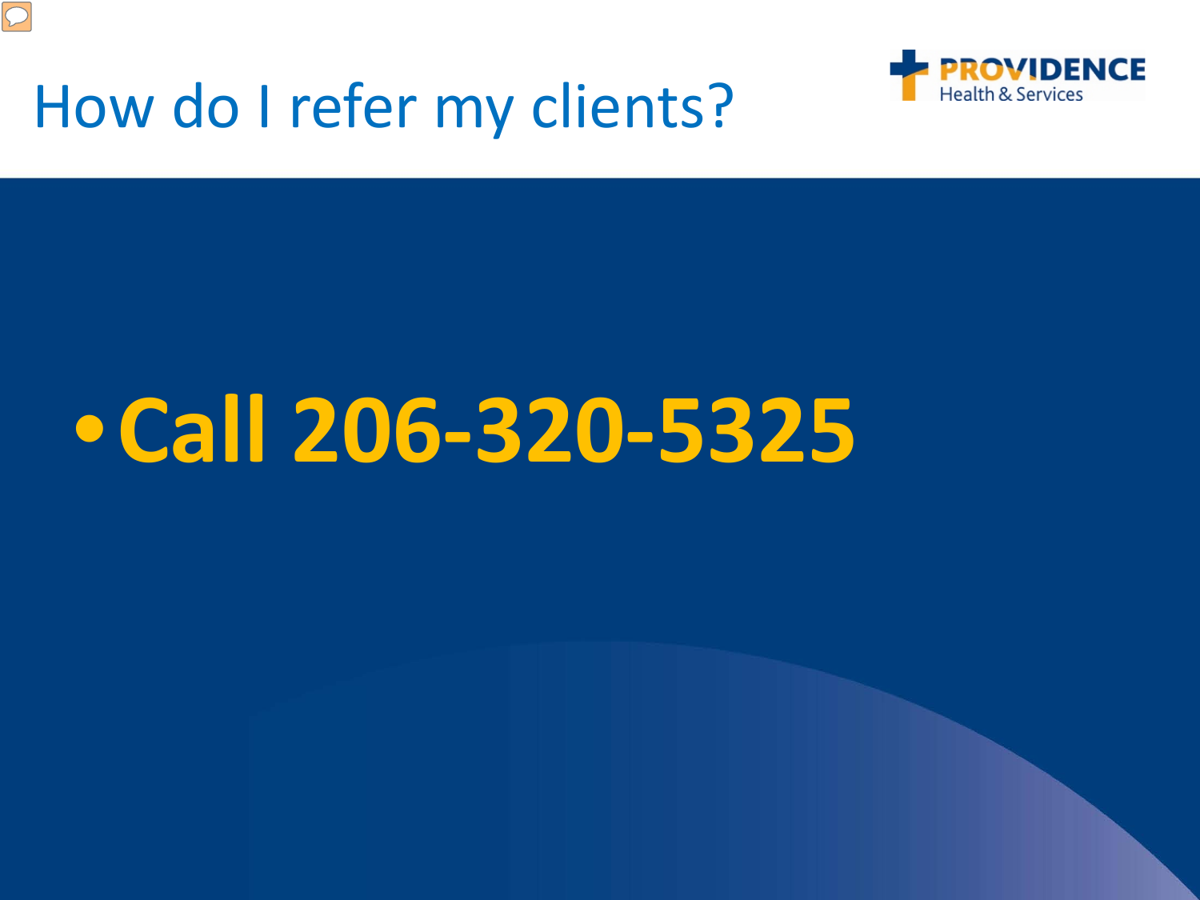# How do I refer my clients?

- **Call 206-320-5325**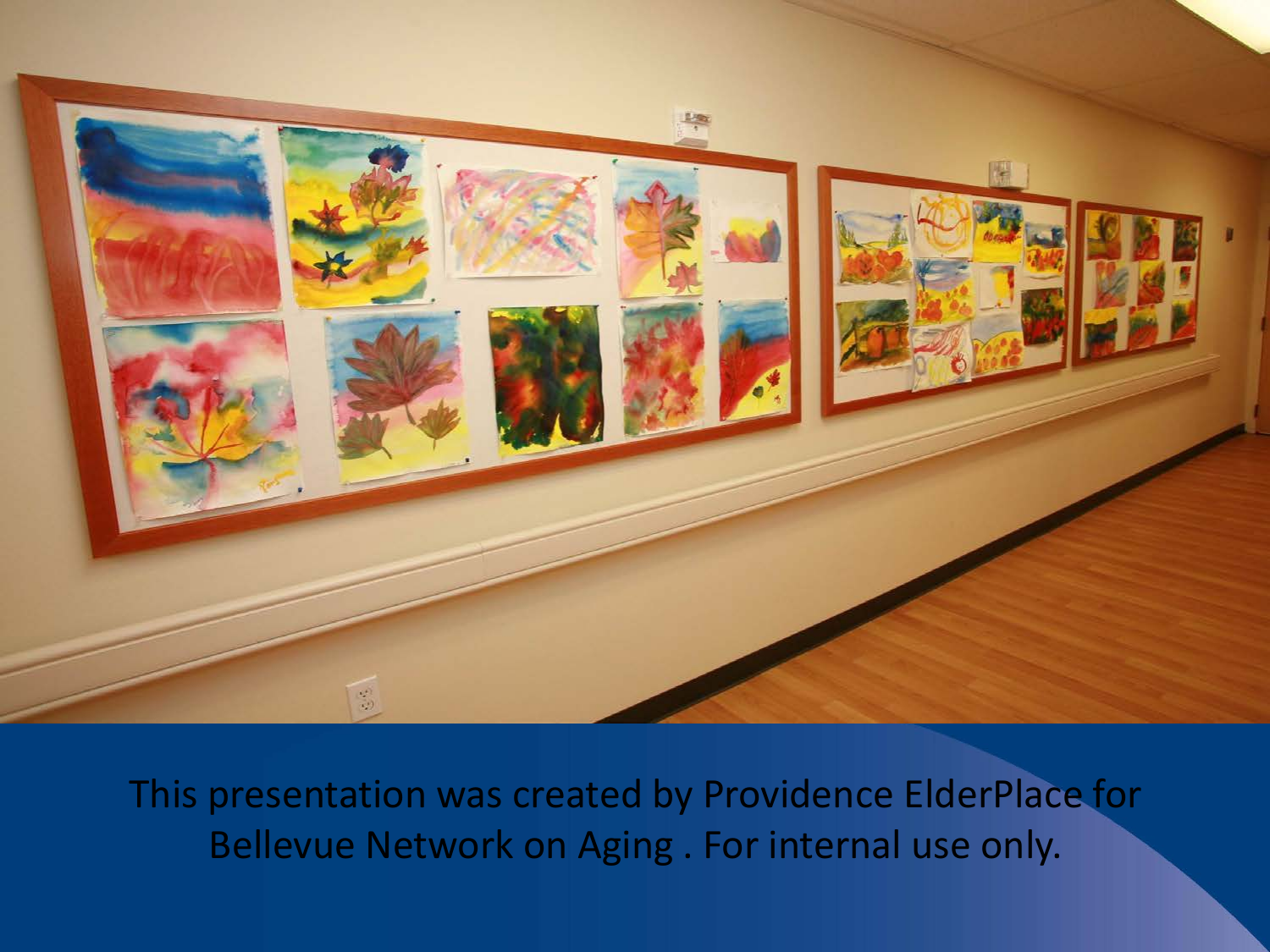This presentation was created by Providence ElderPlace for Bellevue Network on Aging . For internal use only.